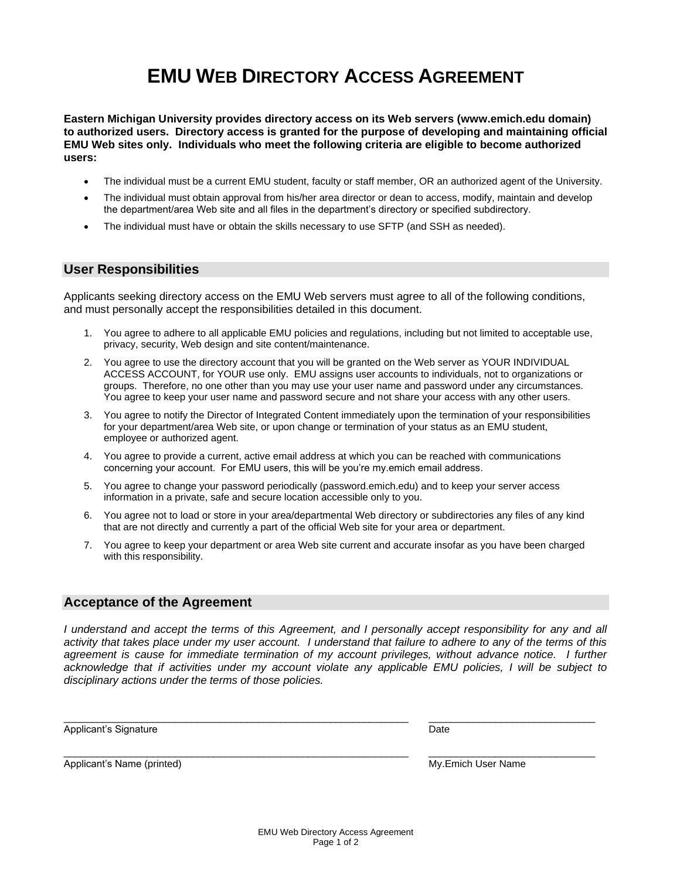# EMU WEB DIRECTORY ACCESS AGREEMENT

**Eastern Michigan University provides directory access on its Web servers (www.emich.edu domain) to authorized users. Directory access is granted for the purpose of developing and maintaining official EMU Web sites only. Individuals who meet the following criteria are eligible to become authorized users:**

- The individual must be a current EMU student, faculty or staff member, OR an authorized agent of the University.
- The individual must obtain approval from his/her area director or dean to access, modify, maintain and develop the department/area Web site and all files in the department's directory or specified subdirectory.
- The individual must have or obtain the skills necessary to use SFTP (and SSH as needed).

## User Responsibilities

Applicants seeking directory access on the EMU Web servers must agree to all of the following conditions, and must personally accept the responsibilities detailed in this document.

1. You agree to adhere to all applicable EMU policies and regulations, including but not limited to acceptable use, privacy, security, Web design and site content/maintenance.
2. You agree to use the directory account that you will be granted on the Web server as YOUR INDIVIDUAL ACCESS ACCOUNT, for YOUR use only. EMU assigns user accounts to individuals, not to organizations or groups. Therefore, no one other than you may use your user name and password under any circumstances. You agree to keep your user name and password secure and not share your access with any other users.
3. You agree to notify the Director of Integrated Content immediately upon the termination of your responsibilities for your department/area Web site, or upon change or termination of your status as an EMU student, employee or authorized agent.
4. You agree to provide a current, active email address at which you can be reached with communications concerning your account. For EMU users, this will be you're my.emich email address.
5. You agree to change your password periodically (password.emich.edu) and to keep your server access information in a private, safe and secure location accessible only to you.
6. You agree not to load or store in your area/departmental Web directory or subdirectories any files of any kind that are not directly and currently a part of the official Web site for your area or department.
7. You agree to keep your department or area Web site current and accurate insofar as you have been charged with this responsibility.

## Acceptance of the Agreement

*I understand and accept the terms of this Agreement, and I personally accept responsibility for any and all activity that takes place under my user account. I understand that failure to adhere to any of the terms of this agreement is cause for immediate termination of my account privileges, without advance notice. I further acknowledge that if activities under my account violate any applicable EMU policies, I will be subject to disciplinary actions under the terms of those policies.*

_______________________________________________ ______________________

Applicant's Signature Date

_______________________________________________ ______________________

Applicant's Name (printed) My.Emich User Name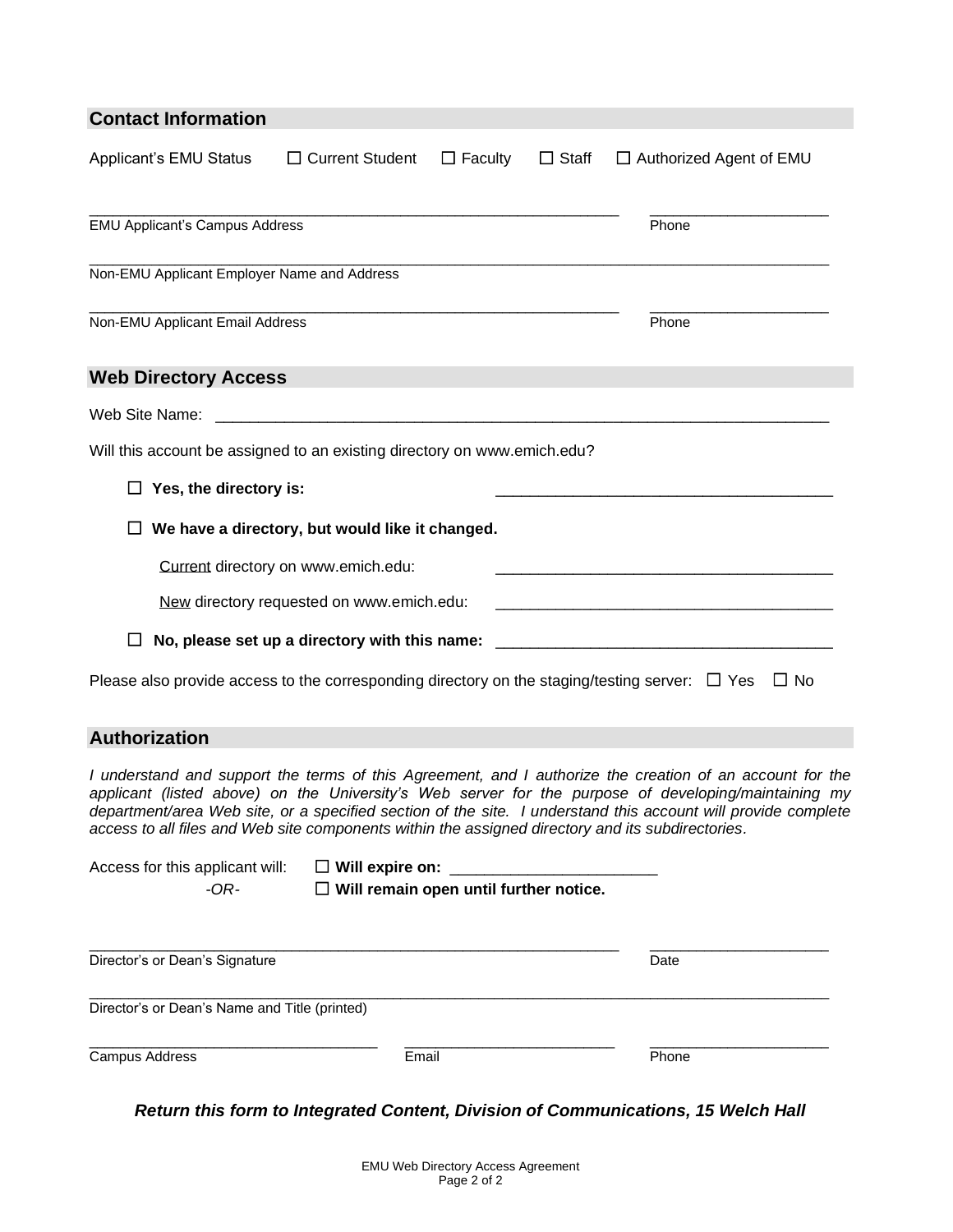## Contact Information

Applicant's EMU Status ☐ Current Student ☐ Faculty ☐ Staff ☐ Authorized Agent of EMU

______________________________________________________________ ____________________
EMU Applicant's Campus Address Phone

______________________________________________________________________________________
Non-EMU Applicant Employer Name and Address

______________________________________________________________ ____________________
Non-EMU Applicant Email Address Phone

## Web Directory Access

Web Site Name: ____________________________________________________________________

Will this account be assigned to an existing directory on www.emich.edu?

- ☐ **Yes, the directory is:** ______________________________________
- ☐ **We have a directory, but would like it changed.**
  - Current directory on www.emich.edu: ______________________________________
  - New directory requested on www.emich.edu: ______________________________________
- ☐ **No, please set up a directory with this name:** ______________________________________

Please also provide access to the corresponding directory on the staging/testing server: ☐ Yes ☐ No

## Authorization

*I understand and support the terms of this Agreement, and I authorize the creation of an account for the applicant (listed above) on the University's Web server for the purpose of developing/maintaining my department/area Web site, or a specified section of the site. I understand this account will provide complete access to all files and Web site components within the assigned directory and its subdirectories.*

Access for this applicant will: ☐ **Will expire on:** ______________________

*-OR-* ☐ **Will remain open until further notice.**

______________________________________________________________ ____________________
Director's or Dean's Signature Date

______________________________________________________________________________________
Director's or Dean's Name and Title (printed)

________________________________ ________________________ ____________________
Campus Address Email Phone

***Return this form to Integrated Content, Division of Communications, 15 Welch Hall***

EMU Web Directory Access Agreement